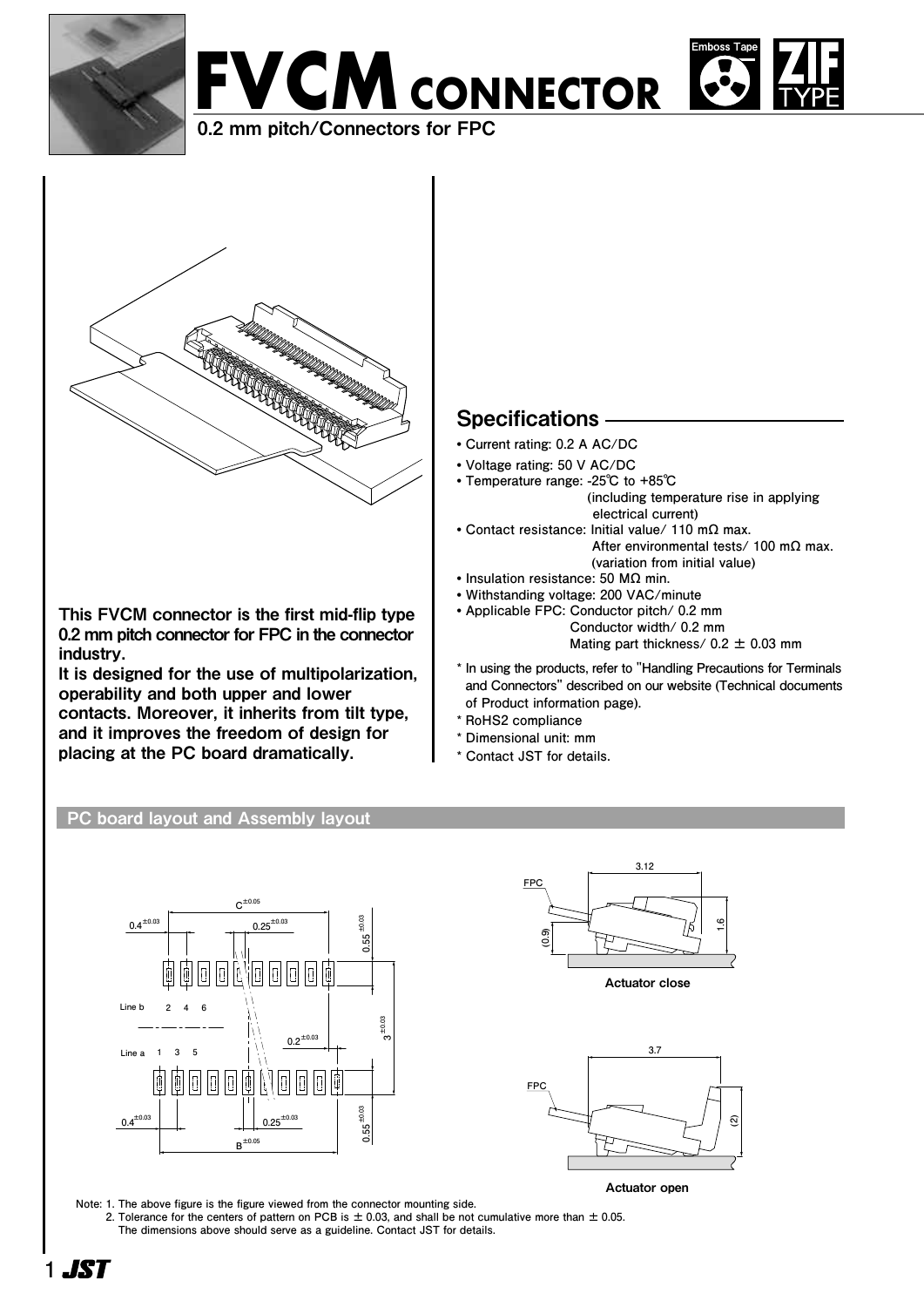# FVCM CONNECTOR

0.2 mm pitch/Connectors for FPC

Emboss Tape

ZIF TYPE

**This FVCM connector is the first mid-flip type 0.2 mm pitch connector for FPC in the connector industry.**
**It is designed for the use of multipolarization, operability and both upper and lower contacts. Moreover, it inherits from tilt type, and it improves the freedom of design for placing at the PC board dramatically.**

## Specifications

- Current rating: 0.2 A AC/DC
- Voltage rating: 50 V AC/DC
- Temperature range: -25℃ to +85℃ (including temperature rise in applying electrical current)
- Contact resistance: Initial value/ 110 mΩ max.
  After environmental tests/ 100 mΩ max. (variation from initial value)
- Insulation resistance: 50 MΩ min.
- Withstanding voltage: 200 VAC/minute
- Applicable FPC: Conductor pitch/ 0.2 mm
  Conductor width/ 0.2 mm
  Mating part thickness/ 0.2 ± 0.03 mm

\* In using the products, refer to "Handling Precautions for Terminals and Connectors" described on our website (Technical documents of Product information page).
\* RoHS2 compliance
\* Dimensional unit: mm
\* Contact JST for details.

## PC board layout and Assembly layout

Actuator close

Actuator open

Note: 1. The above figure is the figure viewed from the connector mounting side.
2. Tolerance for the centers of pattern on PCB is ± 0.03, and shall be not cumulative more than ± 0.05.
The dimensions above should serve as a guideline. Contact JST for details.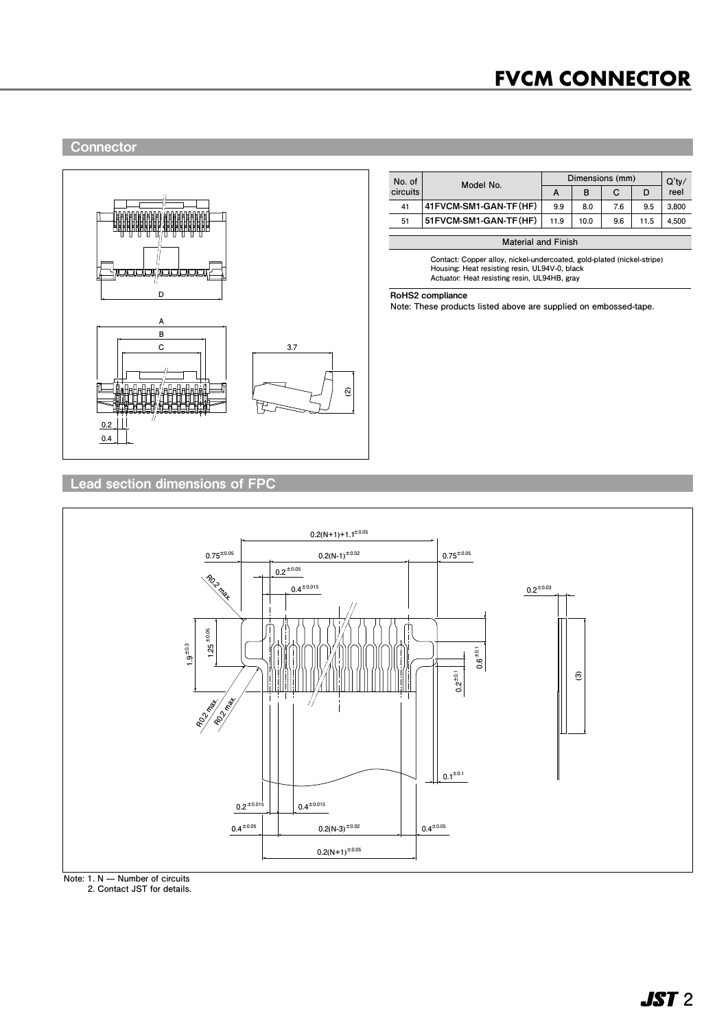## Connector

D

A

B

C

0.2

0.4

3.7

(2)

| No. of circuits | Model No. | Dimensions (mm) | | | | Q'ty/ reel |
|---|---|---|---|---|---|---|
| | | A | B | C | D | |
| 41 | 41FVCM-SM1-GAN-TF(HF) | 9.9 | 8.0 | 7.6 | 9.5 | 3,800 |
| 51 | 51FVCM-SM1-GAN-TF(HF) | 11.9 | 10.0 | 9.6 | 11.5 | 4,500 |

**Material and Finish**

Contact: Copper alloy, nickel-undercoated, gold-plated (nickel-stripe)
Housing: Heat resisting resin, UL94V-0, black
Actuator: Heat resisting resin, UL94HB, gray

**RoHS2 compliance**

Note: These products listed above are supplied on embossed-tape.

## Lead section dimensions of FPC

$0.2(N+1)+1.1^{\pm0.05}$

$0.75^{\pm0.05}$ $0.2(N-1)^{\pm0.02}$ $0.75^{\pm0.05}$

$0.2^{\pm0.05}$

$0.4^{\pm0.015}$

R0.2 max.

$0.2^{\pm0.03}$

$1.9^{\pm0.3}$ $1.25^{\pm0.05}$

$0.6^{\pm0.1}$ $0.2^{\pm0.1}$

(3)

R0.2 max. R0.2 max.

$0.1^{\pm0.1}$

$0.2^{\pm0.015}$ $0.4^{\pm0.015}$

$0.4^{\pm0.05}$ $0.2(N-3)^{\pm0.02}$ $0.4^{\pm0.05}$

$0.2(N+1)^{\pm0.05}$

Note: 1. N --- Number of circuits
2. Contact JST for details.